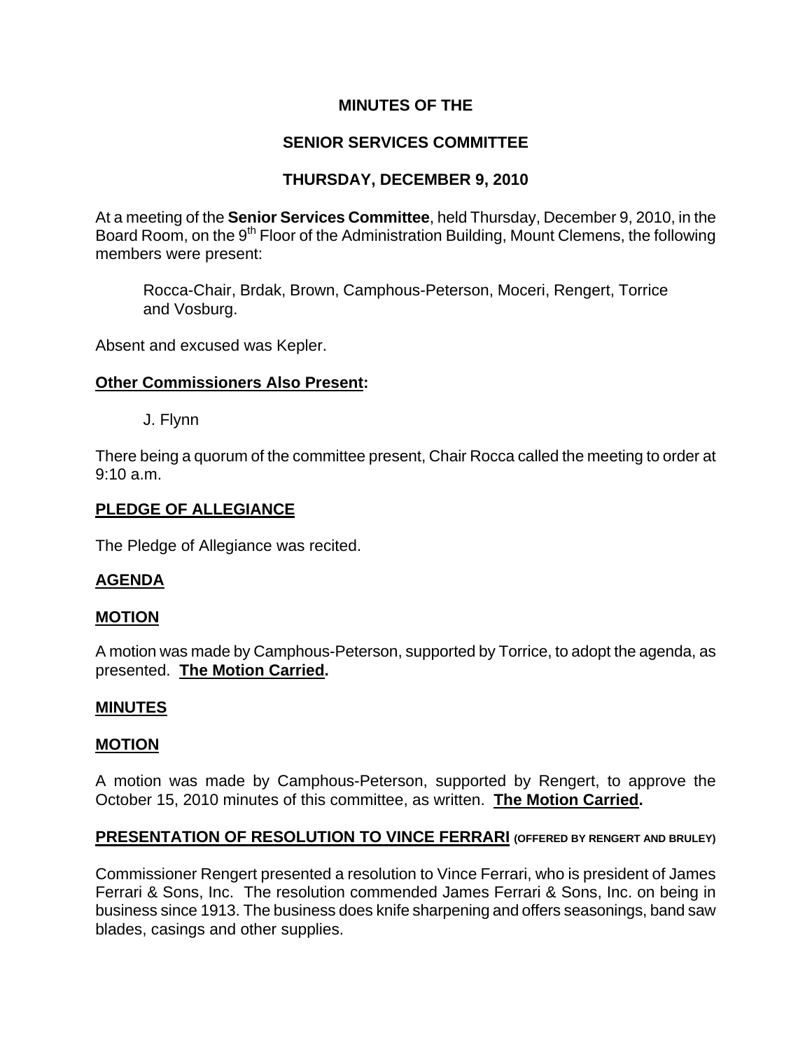# MINUTES OF THE

# SENIOR SERVICES COMMITTEE

# THURSDAY, DECEMBER 9, 2010

At a meeting of the **Senior Services Committee**, held Thursday, December 9, 2010, in the Board Room, on the 9th Floor of the Administration Building, Mount Clemens, the following members were present:

Rocca-Chair, Brdak, Brown, Camphous-Peterson, Moceri, Rengert, Torrice and Vosburg.

Absent and excused was Kepler.

**Other Commissioners Also Present:**

J. Flynn

There being a quorum of the committee present, Chair Rocca called the meeting to order at 9:10 a.m.

## PLEDGE OF ALLEGIANCE

The Pledge of Allegiance was recited.

## AGENDA

## MOTION

A motion was made by Camphous-Peterson, supported by Torrice, to adopt the agenda, as presented. **The Motion Carried.**

## MINUTES

## MOTION

A motion was made by Camphous-Peterson, supported by Rengert, to approve the October 15, 2010 minutes of this committee, as written. **The Motion Carried.**

## PRESENTATION OF RESOLUTION TO VINCE FERRARI (OFFERED BY RENGERT AND BRULEY)

Commissioner Rengert presented a resolution to Vince Ferrari, who is president of James Ferrari & Sons, Inc. The resolution commended James Ferrari & Sons, Inc. on being in business since 1913. The business does knife sharpening and offers seasonings, band saw blades, casings and other supplies.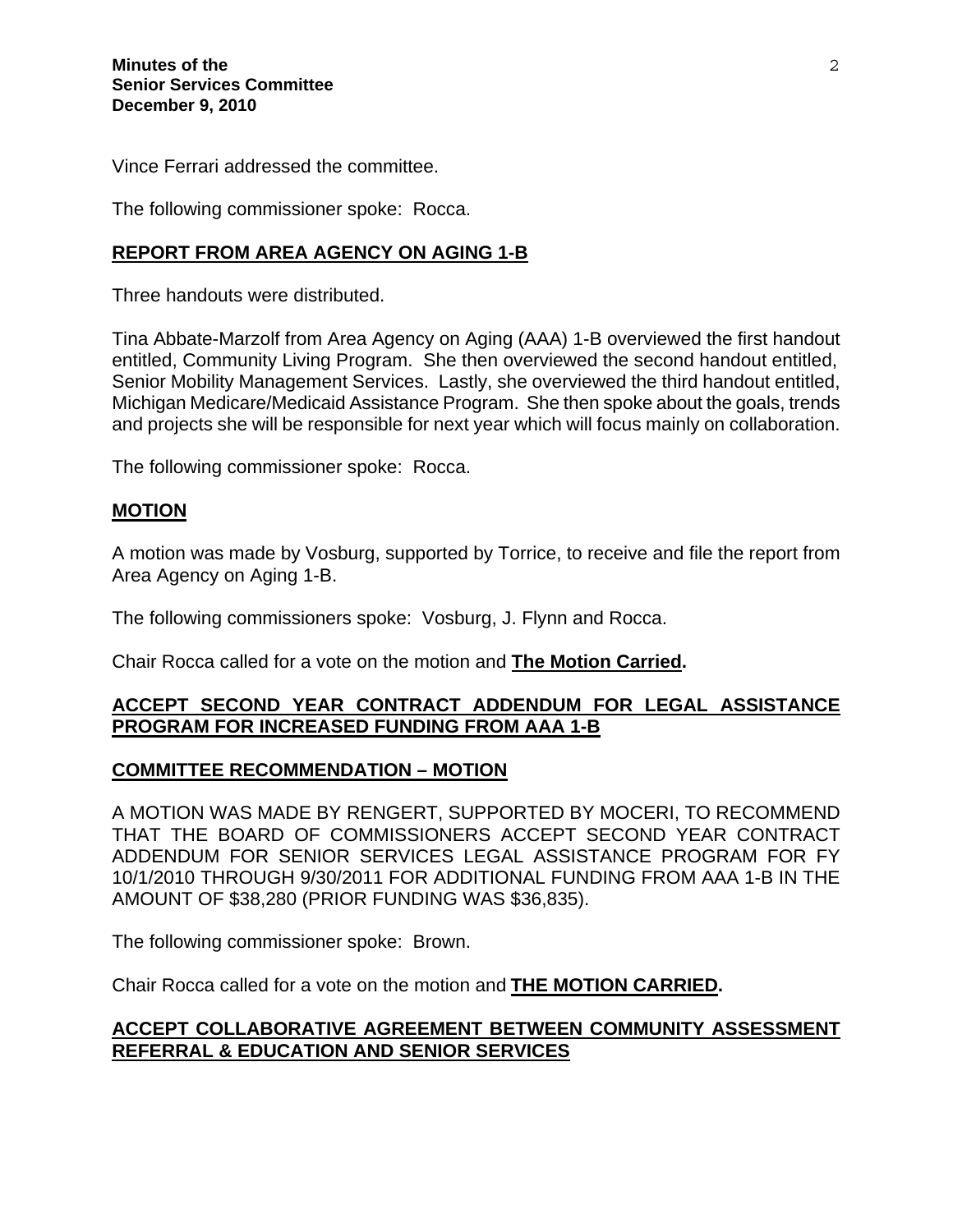Vince Ferrari addressed the committee.

The following commissioner spoke: Rocca.

## **REPORT FROM AREA AGENCY ON AGING 1-B**

Three handouts were distributed.

Tina Abbate-Marzolf from Area Agency on Aging (AAA) 1-B overviewed the first handout entitled, Community Living Program. She then overviewed the second handout entitled, Senior Mobility Management Services. Lastly, she overviewed the third handout entitled, Michigan Medicare/Medicaid Assistance Program. She then spoke about the goals, trends and projects she will be responsible for next year which will focus mainly on collaboration.

The following commissioner spoke: Rocca.

## **MOTION**

A motion was made by Vosburg, supported by Torrice, to receive and file the report from Area Agency on Aging 1-B.

The following commissioners spoke: Vosburg, J. Flynn and Rocca.

Chair Rocca called for a vote on the motion and **The Motion Carried.**

## **ACCEPT SECOND YEAR CONTRACT ADDENDUM FOR LEGAL ASSISTANCE PROGRAM FOR INCREASED FUNDING FROM AAA 1-B**

## **COMMITTEE RECOMMENDATION – MOTION**

A MOTION WAS MADE BY RENGERT, SUPPORTED BY MOCERI, TO RECOMMEND THAT THE BOARD OF COMMISSIONERS ACCEPT SECOND YEAR CONTRACT ADDENDUM FOR SENIOR SERVICES LEGAL ASSISTANCE PROGRAM FOR FY 10/1/2010 THROUGH 9/30/2011 FOR ADDITIONAL FUNDING FROM AAA 1-B IN THE AMOUNT OF $38,280 (PRIOR FUNDING WAS $36,835).

The following commissioner spoke: Brown.

Chair Rocca called for a vote on the motion and **THE MOTION CARRIED.**

## **ACCEPT COLLABORATIVE AGREEMENT BETWEEN COMMUNITY ASSESSMENT REFERRAL & EDUCATION AND SENIOR SERVICES**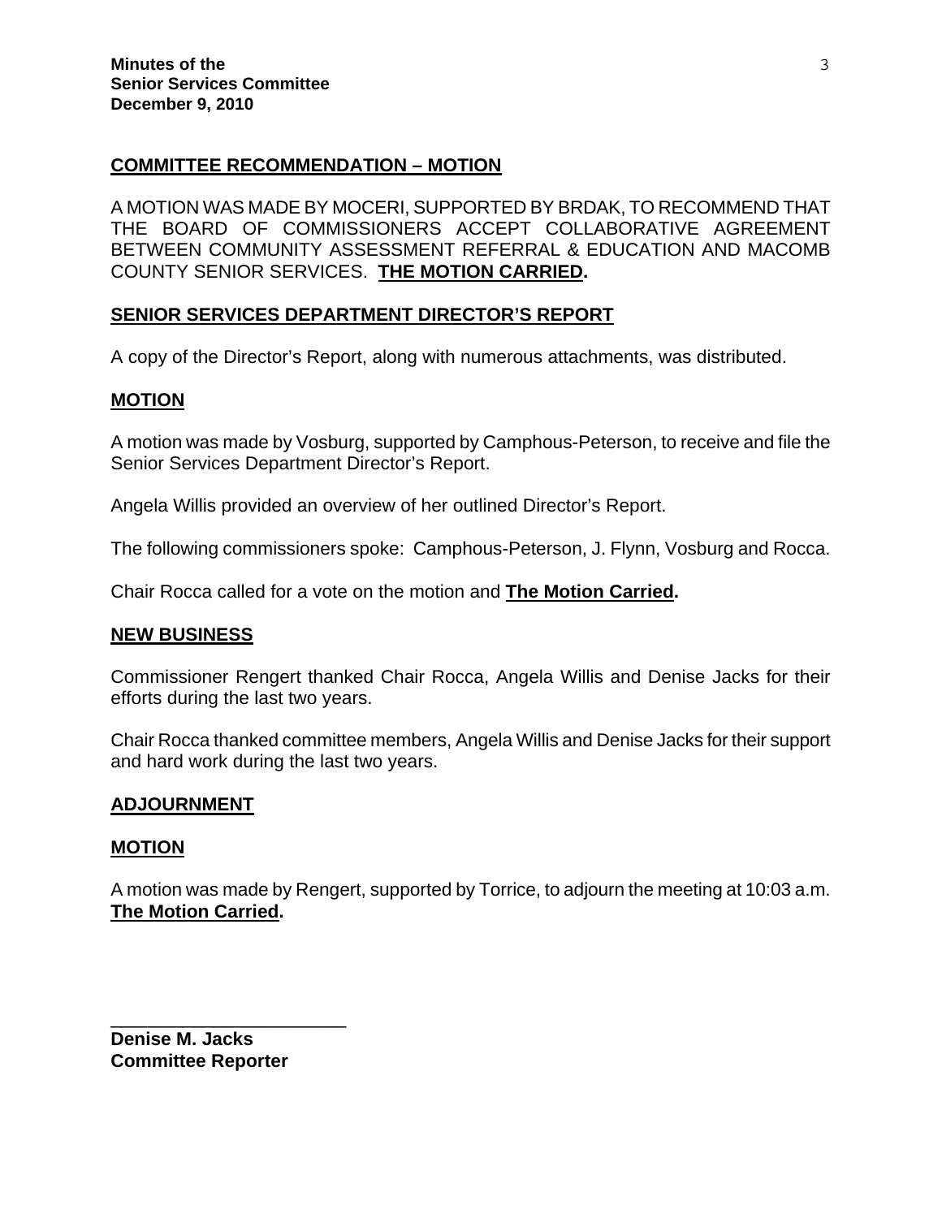**COMMITTEE RECOMMENDATION – MOTION**

A MOTION WAS MADE BY MOCERI, SUPPORTED BY BRDAK, TO RECOMMEND THAT THE BOARD OF COMMISSIONERS ACCEPT COLLABORATIVE AGREEMENT BETWEEN COMMUNITY ASSESSMENT REFERRAL & EDUCATION AND MACOMB COUNTY SENIOR SERVICES. **THE MOTION CARRIED.**

**SENIOR SERVICES DEPARTMENT DIRECTOR'S REPORT**

A copy of the Director's Report, along with numerous attachments, was distributed.

**MOTION**

A motion was made by Vosburg, supported by Camphous-Peterson, to receive and file the Senior Services Department Director's Report.

Angela Willis provided an overview of her outlined Director's Report.

The following commissioners spoke: Camphous-Peterson, J. Flynn, Vosburg and Rocca.

Chair Rocca called for a vote on the motion and **The Motion Carried.**

**NEW BUSINESS**

Commissioner Rengert thanked Chair Rocca, Angela Willis and Denise Jacks for their efforts during the last two years.

Chair Rocca thanked committee members, Angela Willis and Denise Jacks for their support and hard work during the last two years.

**ADJOURNMENT**

**MOTION**

A motion was made by Rengert, supported by Torrice, to adjourn the meeting at 10:03 a.m. **The Motion Carried.**

\_\_\_\_\_\_\_\_\_\_\_\_\_\_\_\_\_\_\_\_\_\_\_\_

**Denise M. Jacks**
**Committee Reporter**